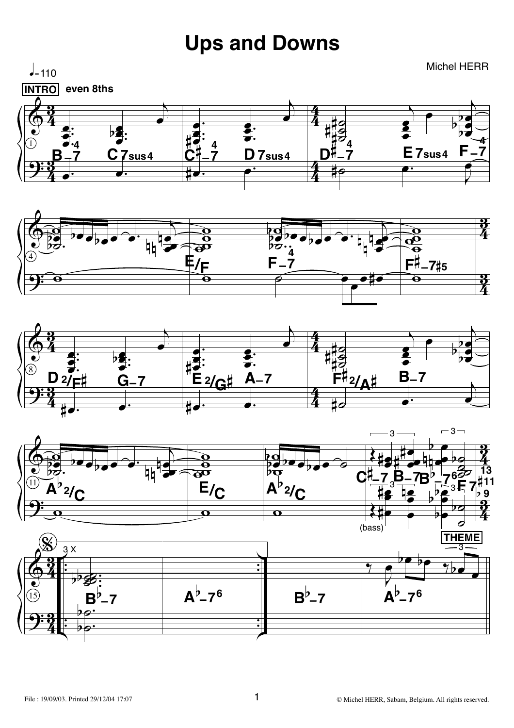# Ups and Downs

Michel HERR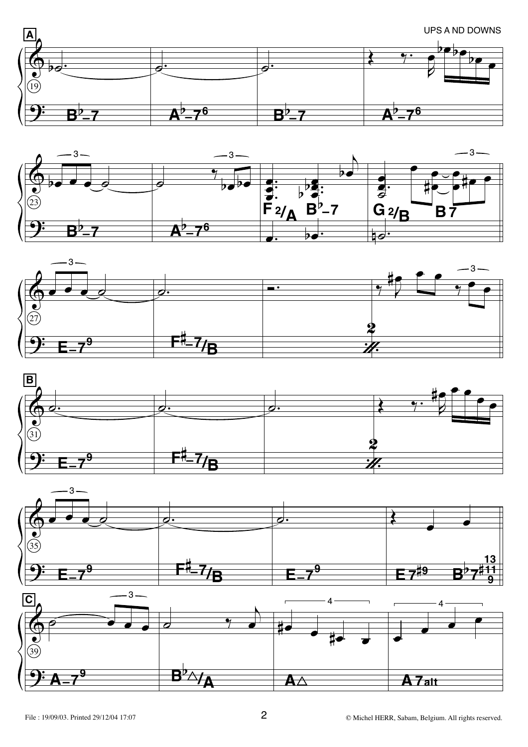**A**

| 19 | 20 | 21 | 22 |
|---|---|---|---|
| B♭–7 | A♭–7⁶ | B♭–7 | A♭–7⁶ |

| 23 | 24 | 25 | 26 |
|---|---|---|---|
| B♭–7 | A♭–7⁶ | F²/A B♭–7 | G²/B B7 |

| 27 | 28 | 29 | 30 |
|---|---|---|---|
| E–7⁹ | F♯–7/B | | 2 ⁒ |

**B**

| 31 | 32 | 33 | 34 |
|---|---|---|---|
| E–7⁹ | F♯–7/B | | 2 ⁒ |

| 35 | 36 | 37 | 38 |
|---|---|---|---|
| E–7⁹ | F♯–7/B | E–7⁹ | E7♯9 B♭7 ♯11 9 13 |

**C**

| 39 | 40 | 41 | 42 |
|---|---|---|---|
| A–7⁹ | B♭△/A | A△ | A7alt |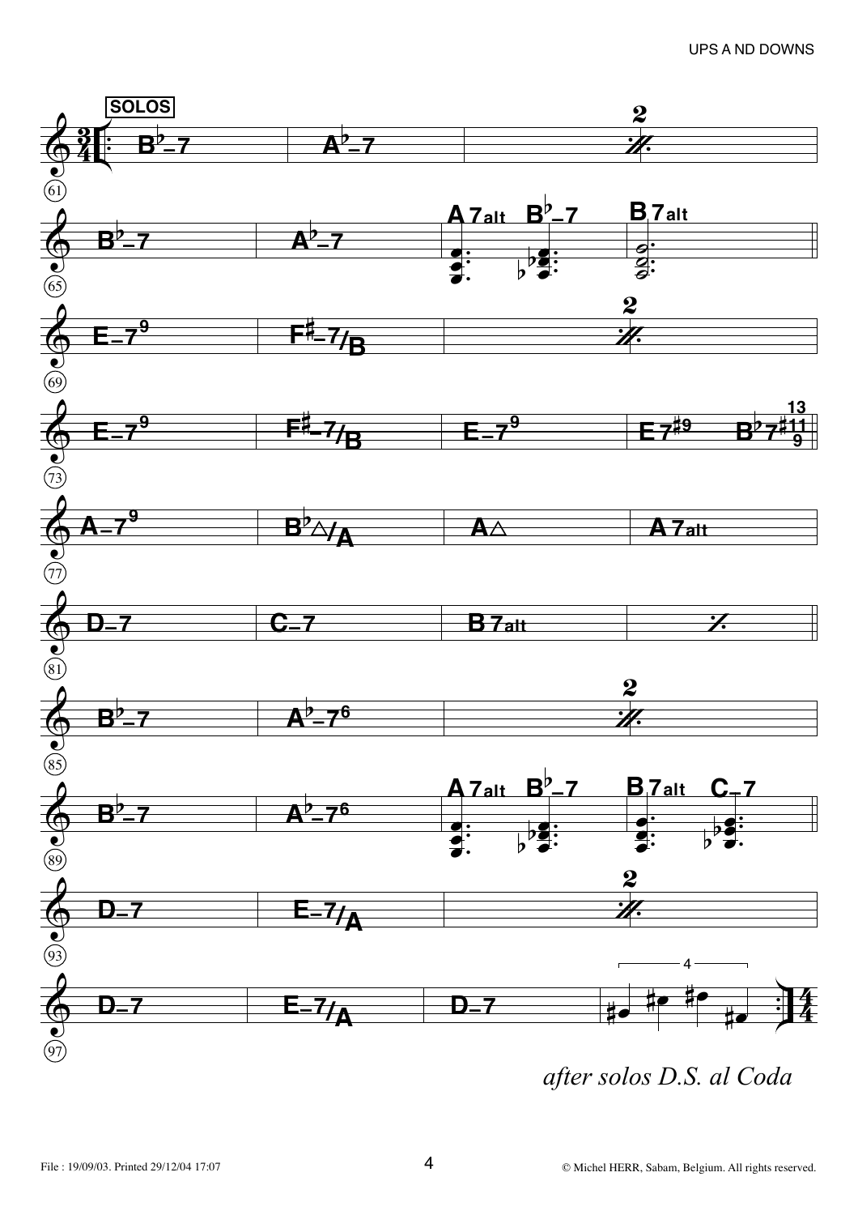SOLOS

*after solos D.S. al Coda*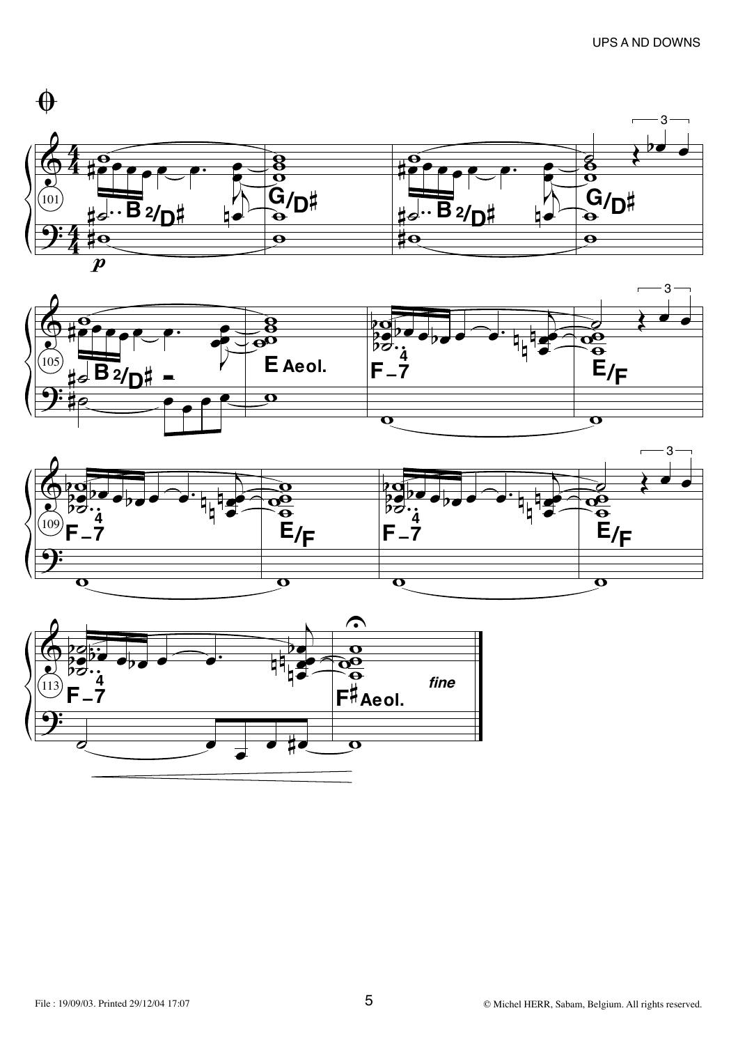B 2/D♯ G/D♯ B 2/D♯ G/D♯

B 2/D♯ E Aeol. F–7 E/F

F–7 E/F F–7 E/F

F–7 F♯ Aeol.

*fine*